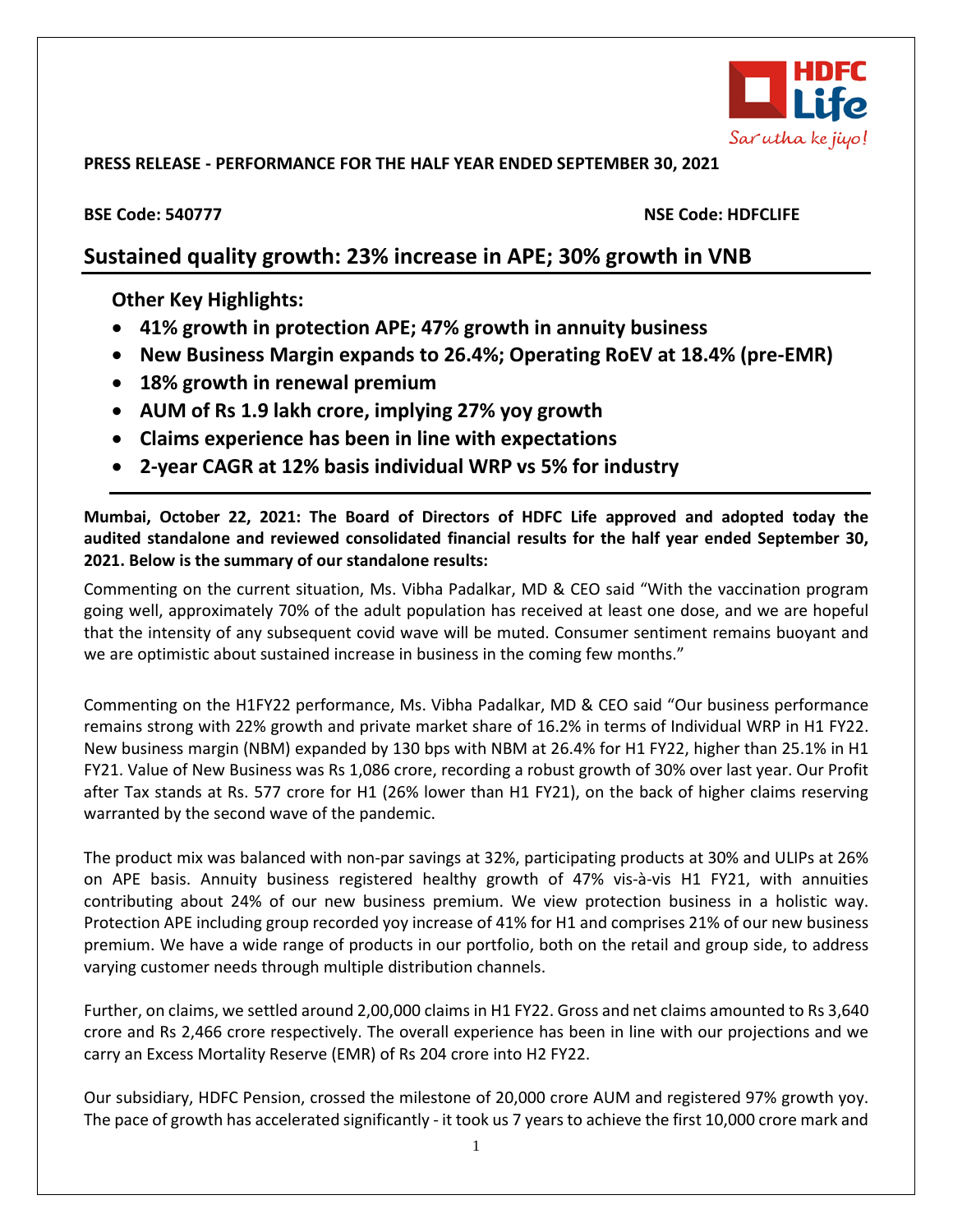**PRESS RELEASE - PERFORMANCE FOR THE HALF YEAR ENDED SEPTEMBER 30, 2021**

**BSE Code: 540777** **NSE Code: HDFCLIFE**

# Sustained quality growth: 23% increase in APE; 30% growth in VNB

## Other Key Highlights:

- **41% growth in protection APE; 47% growth in annuity business**
- **New Business Margin expands to 26.4%; Operating RoEV at 18.4% (pre-EMR)**
- **18% growth in renewal premium**
- **AUM of Rs 1.9 lakh crore, implying 27% yoy growth**
- **Claims experience has been in line with expectations**
- **2-year CAGR at 12% basis individual WRP vs 5% for industry**

**Mumbai, October 22, 2021: The Board of Directors of HDFC Life approved and adopted today the audited standalone and reviewed consolidated financial results for the half year ended September 30, 2021. Below is the summary of our standalone results:**

Commenting on the current situation, Ms. Vibha Padalkar, MD & CEO said "With the vaccination program going well, approximately 70% of the adult population has received at least one dose, and we are hopeful that the intensity of any subsequent covid wave will be muted. Consumer sentiment remains buoyant and we are optimistic about sustained increase in business in the coming few months."

Commenting on the H1FY22 performance, Ms. Vibha Padalkar, MD & CEO said "Our business performance remains strong with 22% growth and private market share of 16.2% in terms of Individual WRP in H1 FY22. New business margin (NBM) expanded by 130 bps with NBM at 26.4% for H1 FY22, higher than 25.1% in H1 FY21. Value of New Business was Rs 1,086 crore, recording a robust growth of 30% over last year. Our Profit after Tax stands at Rs. 577 crore for H1 (26% lower than H1 FY21), on the back of higher claims reserving warranted by the second wave of the pandemic.

The product mix was balanced with non-par savings at 32%, participating products at 30% and ULIPs at 26% on APE basis. Annuity business registered healthy growth of 47% vis-à-vis H1 FY21, with annuities contributing about 24% of our new business premium. We view protection business in a holistic way. Protection APE including group recorded yoy increase of 41% for H1 and comprises 21% of our new business premium. We have a wide range of products in our portfolio, both on the retail and group side, to address varying customer needs through multiple distribution channels.

Further, on claims, we settled around 2,00,000 claims in H1 FY22. Gross and net claims amounted to Rs 3,640 crore and Rs 2,466 crore respectively. The overall experience has been in line with our projections and we carry an Excess Mortality Reserve (EMR) of Rs 204 crore into H2 FY22.

Our subsidiary, HDFC Pension, crossed the milestone of 20,000 crore AUM and registered 97% growth yoy. The pace of growth has accelerated significantly - it took us 7 years to achieve the first 10,000 crore mark and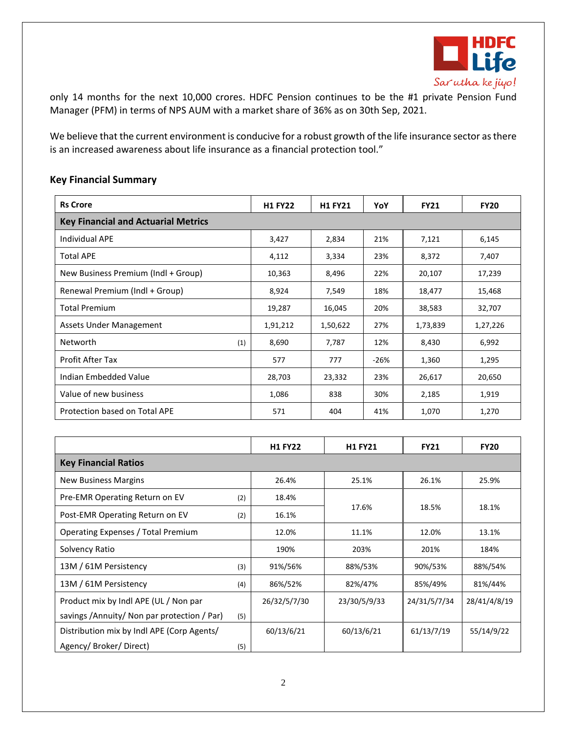only 14 months for the next 10,000 crores. HDFC Pension continues to be the #1 private Pension Fund Manager (PFM) in terms of NPS AUM with a market share of 36% as on 30th Sep, 2021.

We believe that the current environment is conducive for a robust growth of the life insurance sector as there is an increased awareness about life insurance as a financial protection tool."

## Key Financial Summary

| Rs Crore | | H1 FY22 | H1 FY21 | YoY | FY21 | FY20 |
|---|---|---|---|---|---|---|
| **Key Financial and Actuarial Metrics** | | | | | | |
| Individual APE | | 3,427 | 2,834 | 21% | 7,121 | 6,145 |
| Total APE | | 4,112 | 3,334 | 23% | 8,372 | 7,407 |
| New Business Premium (Indl + Group) | | 10,363 | 8,496 | 22% | 20,107 | 17,239 |
| Renewal Premium (Indl + Group) | | 8,924 | 7,549 | 18% | 18,477 | 15,468 |
| Total Premium | | 19,287 | 16,045 | 20% | 38,583 | 32,707 |
| Assets Under Management | | 1,91,212 | 1,50,622 | 27% | 1,73,839 | 1,27,226 |
| Networth | (1) | 8,690 | 7,787 | 12% | 8,430 | 6,992 |
| Profit After Tax | | 577 | 777 | -26% | 1,360 | 1,295 |
| Indian Embedded Value | | 28,703 | 23,332 | 23% | 26,617 | 20,650 |
| Value of new business | | 1,086 | 838 | 30% | 2,185 | 1,919 |
| Protection based on Total APE | | 571 | 404 | 41% | 1,070 | 1,270 |

| | | H1 FY22 | H1 FY21 | FY21 | FY20 |
|---|---|---|---|---|---|
| **Key Financial Ratios** | | | | | |
| New Business Margins | | 26.4% | 25.1% | 26.1% | 25.9% |
| Pre-EMR Operating Return on EV | (2) | 18.4% | 17.6% | 18.5% | 18.1% |
| Post-EMR Operating Return on EV | (2) | 16.1% | | | |
| Operating Expenses / Total Premium | | 12.0% | 11.1% | 12.0% | 13.1% |
| Solvency Ratio | | 190% | 203% | 201% | 184% |
| 13M / 61M Persistency | (3) | 91%/56% | 88%/53% | 90%/53% | 88%/54% |
| 13M / 61M Persistency | (4) | 86%/52% | 82%/47% | 85%/49% | 81%/44% |
| Product mix by Indl APE (UL / Non par savings /Annuity/ Non par protection / Par) | (5) | 26/32/5/7/30 | 23/30/5/9/33 | 24/31/5/7/34 | 28/41/4/8/19 |
| Distribution mix by Indl APE (Corp Agents/ Agency/ Broker/ Direct) | (5) | 60/13/6/21 | 60/13/6/21 | 61/13/7/19 | 55/14/9/22 |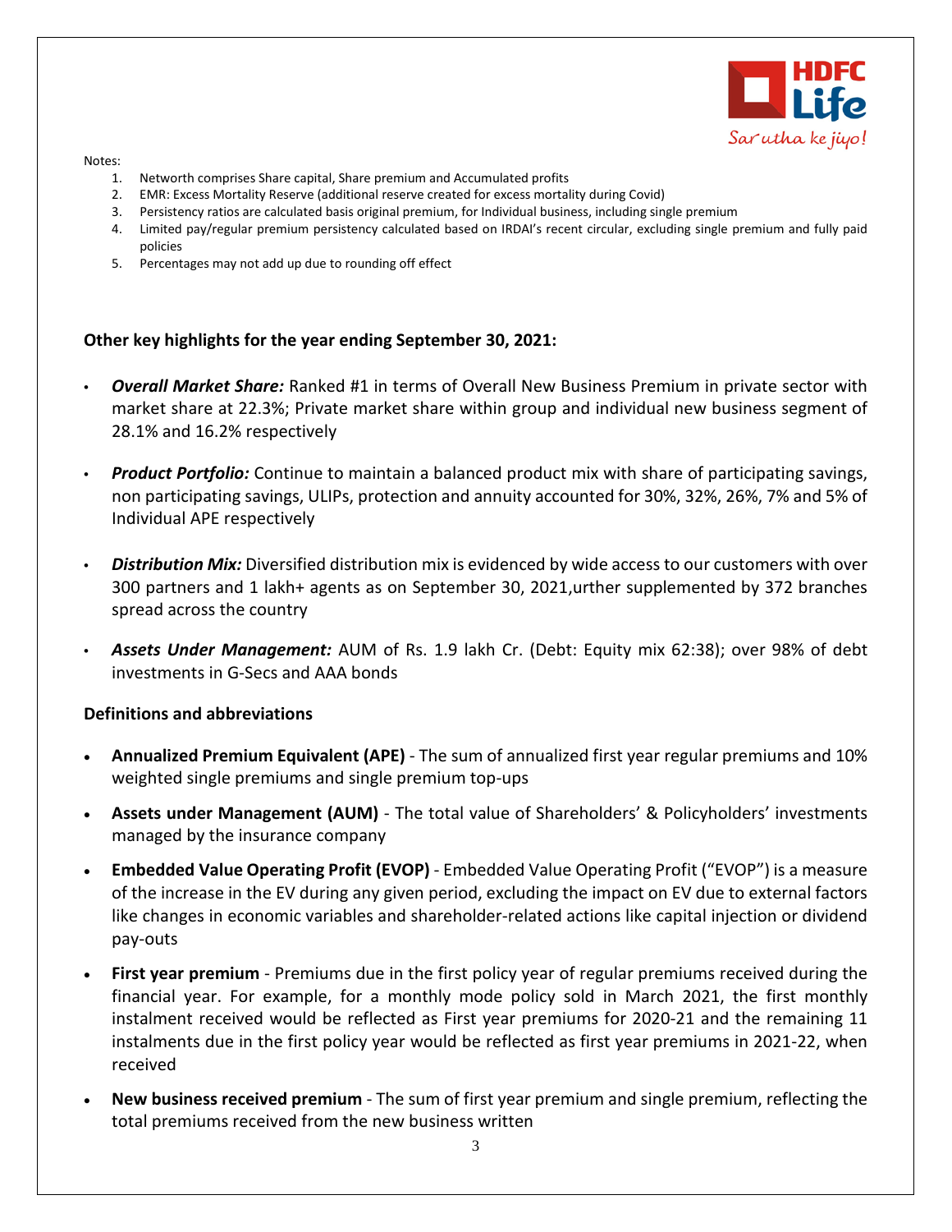Notes:

1. Networth comprises Share capital, Share premium and Accumulated profits
2. EMR: Excess Mortality Reserve (additional reserve created for excess mortality during Covid)
3. Persistency ratios are calculated basis original premium, for Individual business, including single premium
4. Limited pay/regular premium persistency calculated based on IRDAI's recent circular, excluding single premium and fully paid policies
5. Percentages may not add up due to rounding off effect

**Other key highlights for the year ending September 30, 2021:**

- ***Overall Market Share:*** Ranked #1 in terms of Overall New Business Premium in private sector with market share at 22.3%; Private market share within group and individual new business segment of 28.1% and 16.2% respectively
- ***Product Portfolio:*** Continue to maintain a balanced product mix with share of participating savings, non participating savings, ULIPs, protection and annuity accounted for 30%, 32%, 26%, 7% and 5% of Individual APE respectively
- ***Distribution Mix:*** Diversified distribution mix is evidenced by wide access to our customers with over 300 partners and 1 lakh+ agents as on September 30, 2021,urther supplemented by 372 branches spread across the country
- ***Assets Under Management:*** AUM of Rs. 1.9 lakh Cr. (Debt: Equity mix 62:38); over 98% of debt investments in G-Secs and AAA bonds

**Definitions and abbreviations**

- **Annualized Premium Equivalent (APE)** - The sum of annualized first year regular premiums and 10% weighted single premiums and single premium top-ups
- **Assets under Management (AUM)** - The total value of Shareholders' & Policyholders' investments managed by the insurance company
- **Embedded Value Operating Profit (EVOP)** - Embedded Value Operating Profit ("EVOP") is a measure of the increase in the EV during any given period, excluding the impact on EV due to external factors like changes in economic variables and shareholder-related actions like capital injection or dividend pay-outs
- **First year premium** - Premiums due in the first policy year of regular premiums received during the financial year. For example, for a monthly mode policy sold in March 2021, the first monthly instalment received would be reflected as First year premiums for 2020-21 and the remaining 11 instalments due in the first policy year would be reflected as first year premiums in 2021-22, when received
- **New business received premium** - The sum of first year premium and single premium, reflecting the total premiums received from the new business written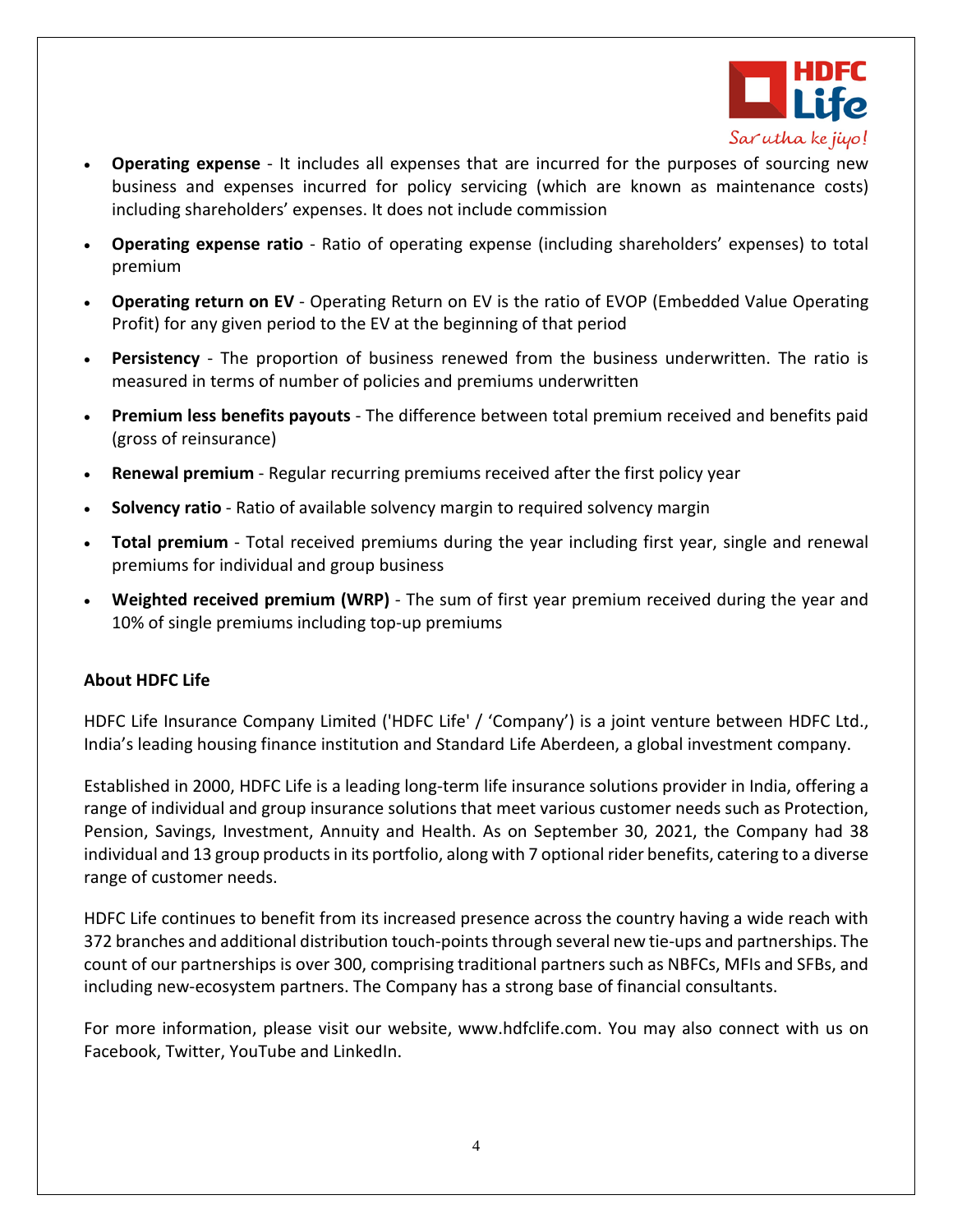- **Operating expense** - It includes all expenses that are incurred for the purposes of sourcing new business and expenses incurred for policy servicing (which are known as maintenance costs) including shareholders' expenses. It does not include commission
- **Operating expense ratio** - Ratio of operating expense (including shareholders' expenses) to total premium
- **Operating return on EV** - Operating Return on EV is the ratio of EVOP (Embedded Value Operating Profit) for any given period to the EV at the beginning of that period
- **Persistency** - The proportion of business renewed from the business underwritten. The ratio is measured in terms of number of policies and premiums underwritten
- **Premium less benefits payouts** - The difference between total premium received and benefits paid (gross of reinsurance)
- **Renewal premium** - Regular recurring premiums received after the first policy year
- **Solvency ratio** - Ratio of available solvency margin to required solvency margin
- **Total premium** - Total received premiums during the year including first year, single and renewal premiums for individual and group business
- **Weighted received premium (WRP)** - The sum of first year premium received during the year and 10% of single premiums including top-up premiums

**About HDFC Life**

HDFC Life Insurance Company Limited ('HDFC Life' / 'Company') is a joint venture between HDFC Ltd., India's leading housing finance institution and Standard Life Aberdeen, a global investment company.

Established in 2000, HDFC Life is a leading long-term life insurance solutions provider in India, offering a range of individual and group insurance solutions that meet various customer needs such as Protection, Pension, Savings, Investment, Annuity and Health. As on September 30, 2021, the Company had 38 individual and 13 group products in its portfolio, along with 7 optional rider benefits, catering to a diverse range of customer needs.

HDFC Life continues to benefit from its increased presence across the country having a wide reach with 372 branches and additional distribution touch-points through several new tie-ups and partnerships. The count of our partnerships is over 300, comprising traditional partners such as NBFCs, MFIs and SFBs, and including new-ecosystem partners. The Company has a strong base of financial consultants.

For more information, please visit our website, www.hdfclife.com. You may also connect with us on Facebook, Twitter, YouTube and LinkedIn.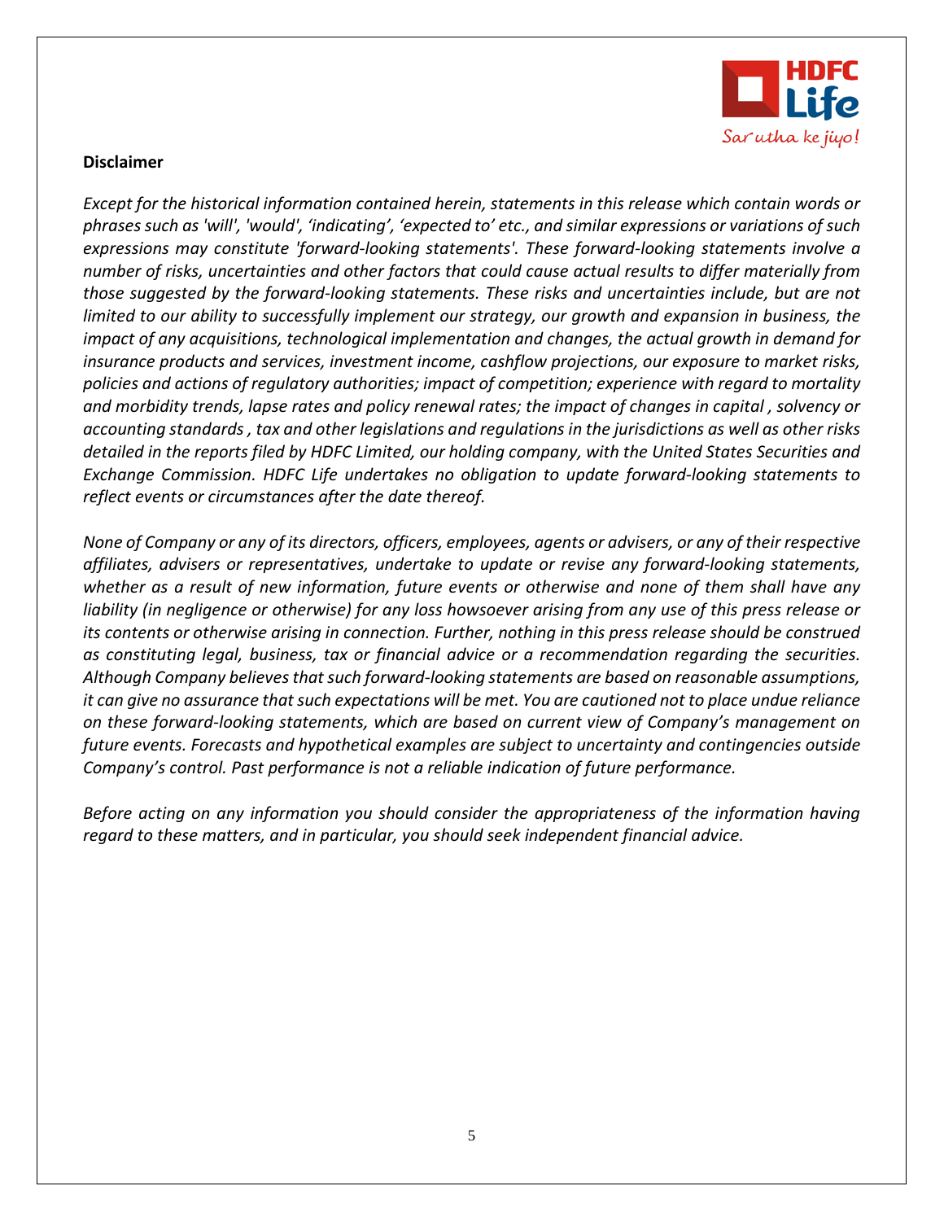**Disclaimer**

*Except for the historical information contained herein, statements in this release which contain words or phrases such as 'will', 'would', 'indicating', 'expected to' etc., and similar expressions or variations of such expressions may constitute 'forward-looking statements'. These forward-looking statements involve a number of risks, uncertainties and other factors that could cause actual results to differ materially from those suggested by the forward-looking statements. These risks and uncertainties include, but are not limited to our ability to successfully implement our strategy, our growth and expansion in business, the impact of any acquisitions, technological implementation and changes, the actual growth in demand for insurance products and services, investment income, cashflow projections, our exposure to market risks, policies and actions of regulatory authorities; impact of competition; experience with regard to mortality and morbidity trends, lapse rates and policy renewal rates; the impact of changes in capital , solvency or accounting standards , tax and other legislations and regulations in the jurisdictions as well as other risks detailed in the reports filed by HDFC Limited, our holding company, with the United States Securities and Exchange Commission. HDFC Life undertakes no obligation to update forward-looking statements to reflect events or circumstances after the date thereof.*

*None of Company or any of its directors, officers, employees, agents or advisers, or any of their respective affiliates, advisers or representatives, undertake to update or revise any forward-looking statements, whether as a result of new information, future events or otherwise and none of them shall have any liability (in negligence or otherwise) for any loss howsoever arising from any use of this press release or its contents or otherwise arising in connection. Further, nothing in this press release should be construed as constituting legal, business, tax or financial advice or a recommendation regarding the securities. Although Company believes that such forward-looking statements are based on reasonable assumptions, it can give no assurance that such expectations will be met. You are cautioned not to place undue reliance on these forward-looking statements, which are based on current view of Company's management on future events. Forecasts and hypothetical examples are subject to uncertainty and contingencies outside Company's control. Past performance is not a reliable indication of future performance.*

*Before acting on any information you should consider the appropriateness of the information having regard to these matters, and in particular, you should seek independent financial advice.*